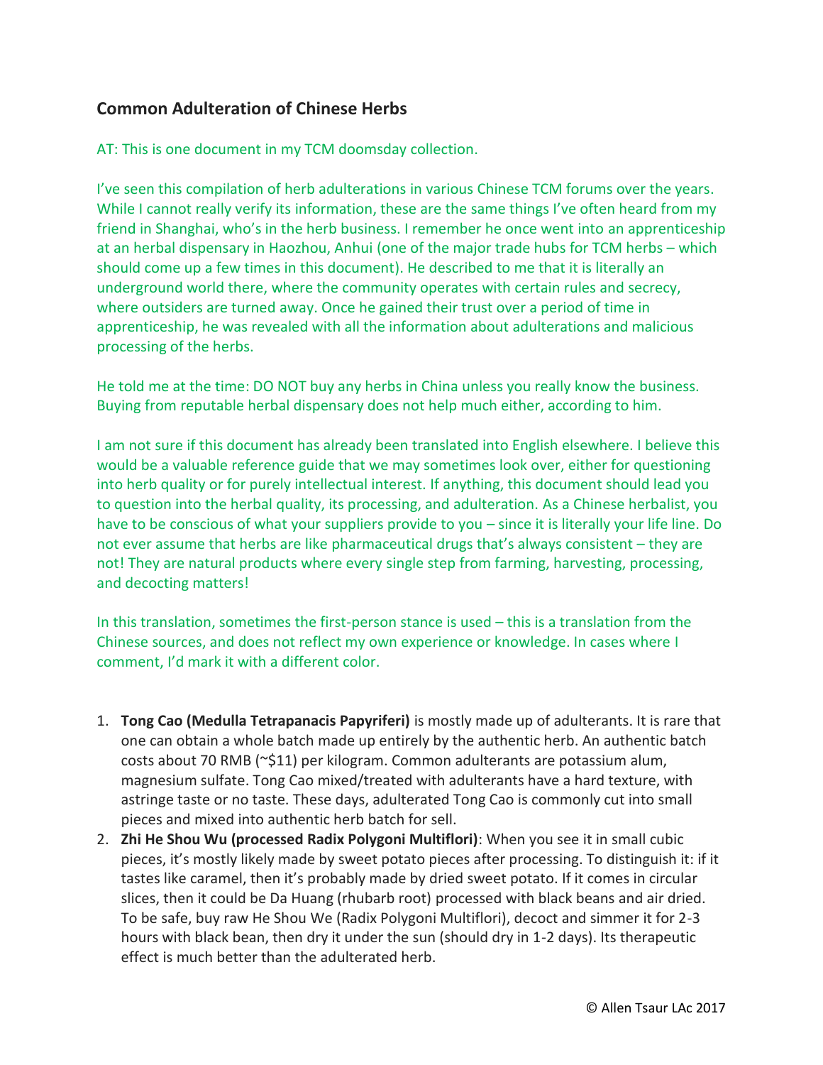## Common Adulteration of Chinese Herbs

AT: This is one document in my TCM doomsday collection.

I've seen this compilation of herb adulterations in various Chinese TCM forums over the years. While I cannot really verify its information, these are the same things I've often heard from my friend in Shanghai, who's in the herb business. I remember he once went into an apprenticeship at an herbal dispensary in Haozhou, Anhui (one of the major trade hubs for TCM herbs – which should come up a few times in this document). He described to me that it is literally an underground world there, where the community operates with certain rules and secrecy, where outsiders are turned away. Once he gained their trust over a period of time in apprenticeship, he was revealed with all the information about adulterations and malicious processing of the herbs.

He told me at the time: DO NOT buy any herbs in China unless you really know the business. Buying from reputable herbal dispensary does not help much either, according to him.

I am not sure if this document has already been translated into English elsewhere. I believe this would be a valuable reference guide that we may sometimes look over, either for questioning into herb quality or for purely intellectual interest. If anything, this document should lead you to question into the herbal quality, its processing, and adulteration. As a Chinese herbalist, you have to be conscious of what your suppliers provide to you – since it is literally your life line. Do not ever assume that herbs are like pharmaceutical drugs that's always consistent – they are not! They are natural products where every single step from farming, harvesting, processing, and decocting matters!

In this translation, sometimes the first-person stance is used – this is a translation from the Chinese sources, and does not reflect my own experience or knowledge. In cases where I comment, I'd mark it with a different color.

1. **Tong Cao (Medulla Tetrapanacis Papyriferi)** is mostly made up of adulterants. It is rare that one can obtain a whole batch made up entirely by the authentic herb. An authentic batch costs about 70 RMB (~$11) per kilogram. Common adulterants are potassium alum, magnesium sulfate. Tong Cao mixed/treated with adulterants have a hard texture, with astringe taste or no taste. These days, adulterated Tong Cao is commonly cut into small pieces and mixed into authentic herb batch for sell.
2. **Zhi He Shou Wu (processed Radix Polygoni Multiflori)**: When you see it in small cubic pieces, it's mostly likely made by sweet potato pieces after processing. To distinguish it: if it tastes like caramel, then it's probably made by dried sweet potato. If it comes in circular slices, then it could be Da Huang (rhubarb root) processed with black beans and air dried. To be safe, buy raw He Shou We (Radix Polygoni Multiflori), decoct and simmer it for 2-3 hours with black bean, then dry it under the sun (should dry in 1-2 days). Its therapeutic effect is much better than the adulterated herb.

© Allen Tsaur LAc 2017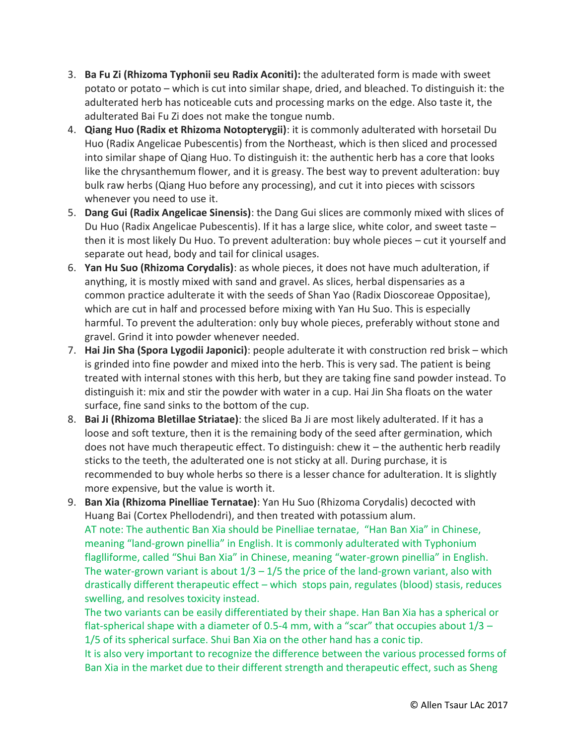3. **Ba Fu Zi (Rhizoma Typhonii seu Radix Aconiti):** the adulterated form is made with sweet potato or potato – which is cut into similar shape, dried, and bleached. To distinguish it: the adulterated herb has noticeable cuts and processing marks on the edge. Also taste it, the adulterated Bai Fu Zi does not make the tongue numb.
4. **Qiang Huo (Radix et Rhizoma Notopterygii)**: it is commonly adulterated with horsetail Du Huo (Radix Angelicae Pubescentis) from the Northeast, which is then sliced and processed into similar shape of Qiang Huo. To distinguish it: the authentic herb has a core that looks like the chrysanthemum flower, and it is greasy. The best way to prevent adulteration: buy bulk raw herbs (Qiang Huo before any processing), and cut it into pieces with scissors whenever you need to use it.
5. **Dang Gui (Radix Angelicae Sinensis)**: the Dang Gui slices are commonly mixed with slices of Du Huo (Radix Angelicae Pubescentis). If it has a large slice, white color, and sweet taste – then it is most likely Du Huo. To prevent adulteration: buy whole pieces – cut it yourself and separate out head, body and tail for clinical usages.
6. **Yan Hu Suo (Rhizoma Corydalis)**: as whole pieces, it does not have much adulteration, if anything, it is mostly mixed with sand and gravel. As slices, herbal dispensaries as a common practice adulterate it with the seeds of Shan Yao (Radix Dioscoreae Oppositae), which are cut in half and processed before mixing with Yan Hu Suo. This is especially harmful. To prevent the adulteration: only buy whole pieces, preferably without stone and gravel. Grind it into powder whenever needed.
7. **Hai Jin Sha (Spora Lygodii Japonici)**: people adulterate it with construction red brisk – which is grinded into fine powder and mixed into the herb. This is very sad. The patient is being treated with internal stones with this herb, but they are taking fine sand powder instead. To distinguish it: mix and stir the powder with water in a cup. Hai Jin Sha floats on the water surface, fine sand sinks to the bottom of the cup.
8. **Bai Ji (Rhizoma Bletillae Striatae)**: the sliced Ba Ji are most likely adulterated. If it has a loose and soft texture, then it is the remaining body of the seed after germination, which does not have much therapeutic effect. To distinguish: chew it – the authentic herb readily sticks to the teeth, the adulterated one is not sticky at all. During purchase, it is recommended to buy whole herbs so there is a lesser chance for adulteration. It is slightly more expensive, but the value is worth it.
9. **Ban Xia (Rhizoma Pinelliae Ternatae)**: Yan Hu Suo (Rhizoma Corydalis) decocted with Huang Bai (Cortex Phellodendri), and then treated with potassium alum.
   AT note: The authentic Ban Xia should be Pinelliae ternatae, "Han Ban Xia" in Chinese, meaning "land-grown pinellia" in English. It is commonly adulterated with Typhonium flaglliforme, called "Shui Ban Xia" in Chinese, meaning "water-grown pinellia" in English. The water-grown variant is about 1/3 – 1/5 the price of the land-grown variant, also with drastically different therapeutic effect – which stops pain, regulates (blood) stasis, reduces swelling, and resolves toxicity instead.
   The two variants can be easily differentiated by their shape. Han Ban Xia has a spherical or flat-spherical shape with a diameter of 0.5-4 mm, with a "scar" that occupies about 1/3 – 1/5 of its spherical surface. Shui Ban Xia on the other hand has a conic tip.
   It is also very important to recognize the difference between the various processed forms of Ban Xia in the market due to their different strength and therapeutic effect, such as Sheng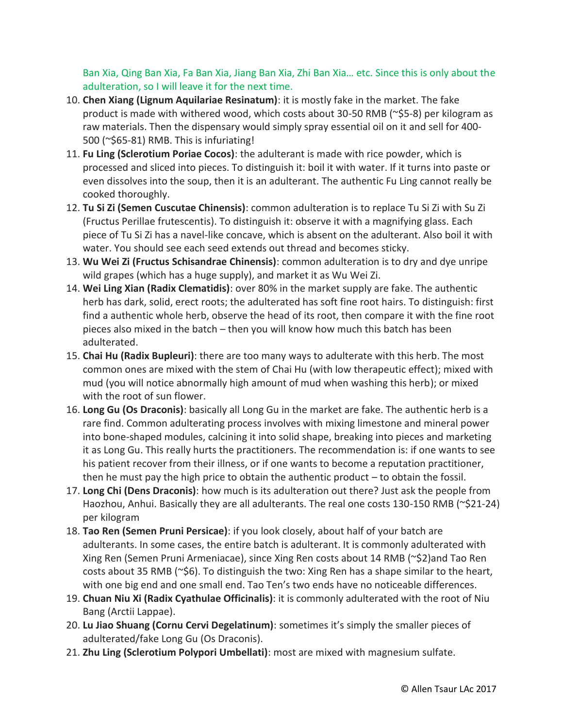Ban Xia, Qing Ban Xia, Fa Ban Xia, Jiang Ban Xia, Zhi Ban Xia… etc. Since this is only about the adulteration, so I will leave it for the next time.

10. **Chen Xiang (Lignum Aquilariae Resinatum)**: it is mostly fake in the market. The fake product is made with withered wood, which costs about 30-50 RMB (~$5-8) per kilogram as raw materials. Then the dispensary would simply spray essential oil on it and sell for 400-500 (~$65-81) RMB. This is infuriating!
11. **Fu Ling (Sclerotium Poriae Cocos)**: the adulterant is made with rice powder, which is processed and sliced into pieces. To distinguish it: boil it with water. If it turns into paste or even dissolves into the soup, then it is an adulterant. The authentic Fu Ling cannot really be cooked thoroughly.
12. **Tu Si Zi (Semen Cuscutae Chinensis)**: common adulteration is to replace Tu Si Zi with Su Zi (Fructus Perillae frutescentis). To distinguish it: observe it with a magnifying glass. Each piece of Tu Si Zi has a navel-like concave, which is absent on the adulterant. Also boil it with water. You should see each seed extends out thread and becomes sticky.
13. **Wu Wei Zi (Fructus Schisandrae Chinensis)**: common adulteration is to dry and dye unripe wild grapes (which has a huge supply), and market it as Wu Wei Zi.
14. **Wei Ling Xian (Radix Clematidis)**: over 80% in the market supply are fake. The authentic herb has dark, solid, erect roots; the adulterated has soft fine root hairs. To distinguish: first find a authentic whole herb, observe the head of its root, then compare it with the fine root pieces also mixed in the batch – then you will know how much this batch has been adulterated.
15. **Chai Hu (Radix Bupleuri)**: there are too many ways to adulterate with this herb. The most common ones are mixed with the stem of Chai Hu (with low therapeutic effect); mixed with mud (you will notice abnormally high amount of mud when washing this herb); or mixed with the root of sun flower.
16. **Long Gu (Os Draconis)**: basically all Long Gu in the market are fake. The authentic herb is a rare find. Common adulterating process involves with mixing limestone and mineral power into bone-shaped modules, calcining it into solid shape, breaking into pieces and marketing it as Long Gu. This really hurts the practitioners. The recommendation is: if one wants to see his patient recover from their illness, or if one wants to become a reputation practitioner, then he must pay the high price to obtain the authentic product – to obtain the fossil.
17. **Long Chi (Dens Draconis)**: how much is its adulteration out there? Just ask the people from Haozhou, Anhui. Basically they are all adulterants. The real one costs 130-150 RMB (~$21-24) per kilogram
18. **Tao Ren (Semen Pruni Persicae)**: if you look closely, about half of your batch are adulterants. In some cases, the entire batch is adulterant. It is commonly adulterated with Xing Ren (Semen Pruni Armeniacae), since Xing Ren costs about 14 RMB (~$2)and Tao Ren costs about 35 RMB (~$6). To distinguish the two: Xing Ren has a shape similar to the heart, with one big end and one small end. Tao Ten's two ends have no noticeable differences.
19. **Chuan Niu Xi (Radix Cyathulae Officinalis)**: it is commonly adulterated with the root of Niu Bang (Arctii Lappae).
20. **Lu Jiao Shuang (Cornu Cervi Degelatinum)**: sometimes it's simply the smaller pieces of adulterated/fake Long Gu (Os Draconis).
21. **Zhu Ling (Sclerotium Polypori Umbellati)**: most are mixed with magnesium sulfate.

© Allen Tsaur LAc 2017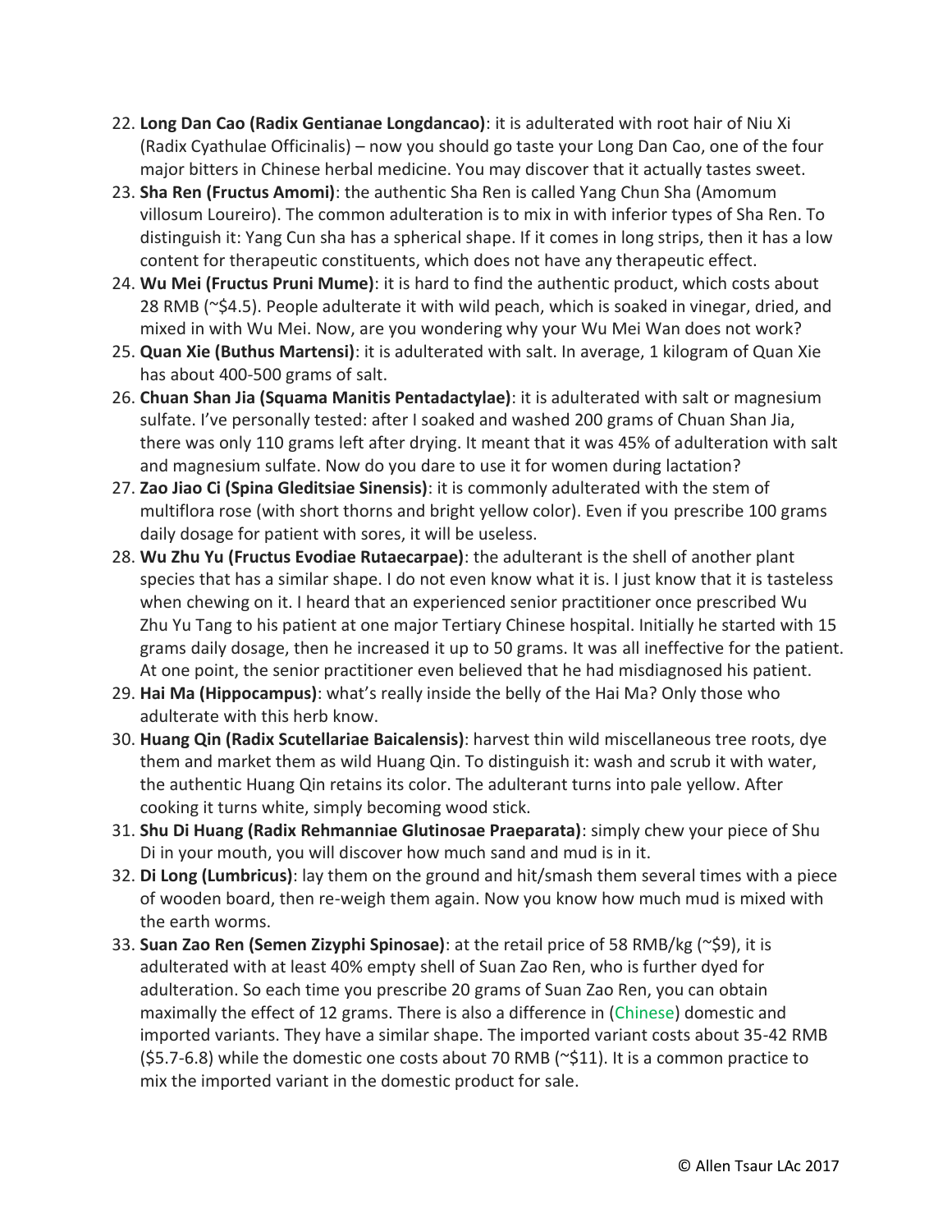22. **Long Dan Cao (Radix Gentianae Longdancao)**: it is adulterated with root hair of Niu Xi (Radix Cyathulae Officinalis) – now you should go taste your Long Dan Cao, one of the four major bitters in Chinese herbal medicine. You may discover that it actually tastes sweet.
23. **Sha Ren (Fructus Amomi)**: the authentic Sha Ren is called Yang Chun Sha (Amomum villosum Loureiro). The common adulteration is to mix in with inferior types of Sha Ren. To distinguish it: Yang Cun sha has a spherical shape. If it comes in long strips, then it has a low content for therapeutic constituents, which does not have any therapeutic effect.
24. **Wu Mei (Fructus Pruni Mume)**: it is hard to find the authentic product, which costs about 28 RMB (~$4.5). People adulterate it with wild peach, which is soaked in vinegar, dried, and mixed in with Wu Mei. Now, are you wondering why your Wu Mei Wan does not work?
25. **Quan Xie (Buthus Martensi)**: it is adulterated with salt. In average, 1 kilogram of Quan Xie has about 400-500 grams of salt.
26. **Chuan Shan Jia (Squama Manitis Pentadactylae)**: it is adulterated with salt or magnesium sulfate. I've personally tested: after I soaked and washed 200 grams of Chuan Shan Jia, there was only 110 grams left after drying. It meant that it was 45% of adulteration with salt and magnesium sulfate. Now do you dare to use it for women during lactation?
27. **Zao Jiao Ci (Spina Gleditsiae Sinensis)**: it is commonly adulterated with the stem of multiflora rose (with short thorns and bright yellow color). Even if you prescribe 100 grams daily dosage for patient with sores, it will be useless.
28. **Wu Zhu Yu (Fructus Evodiae Rutaecarpae)**: the adulterant is the shell of another plant species that has a similar shape. I do not even know what it is. I just know that it is tasteless when chewing on it. I heard that an experienced senior practitioner once prescribed Wu Zhu Yu Tang to his patient at one major Tertiary Chinese hospital. Initially he started with 15 grams daily dosage, then he increased it up to 50 grams. It was all ineffective for the patient. At one point, the senior practitioner even believed that he had misdiagnosed his patient.
29. **Hai Ma (Hippocampus)**: what's really inside the belly of the Hai Ma? Only those who adulterate with this herb know.
30. **Huang Qin (Radix Scutellariae Baicalensis)**: harvest thin wild miscellaneous tree roots, dye them and market them as wild Huang Qin. To distinguish it: wash and scrub it with water, the authentic Huang Qin retains its color. The adulterant turns into pale yellow. After cooking it turns white, simply becoming wood stick.
31. **Shu Di Huang (Radix Rehmanniae Glutinosae Praeparata)**: simply chew your piece of Shu Di in your mouth, you will discover how much sand and mud is in it.
32. **Di Long (Lumbricus)**: lay them on the ground and hit/smash them several times with a piece of wooden board, then re-weigh them again. Now you know how much mud is mixed with the earth worms.
33. **Suan Zao Ren (Semen Zizyphi Spinosae)**: at the retail price of 58 RMB/kg (~$9), it is adulterated with at least 40% empty shell of Suan Zao Ren, who is further dyed for adulteration. So each time you prescribe 20 grams of Suan Zao Ren, you can obtain maximally the effect of 12 grams. There is also a difference in (Chinese) domestic and imported variants. They have a similar shape. The imported variant costs about 35-42 RMB ($5.7-6.8) while the domestic one costs about 70 RMB (~$11). It is a common practice to mix the imported variant in the domestic product for sale.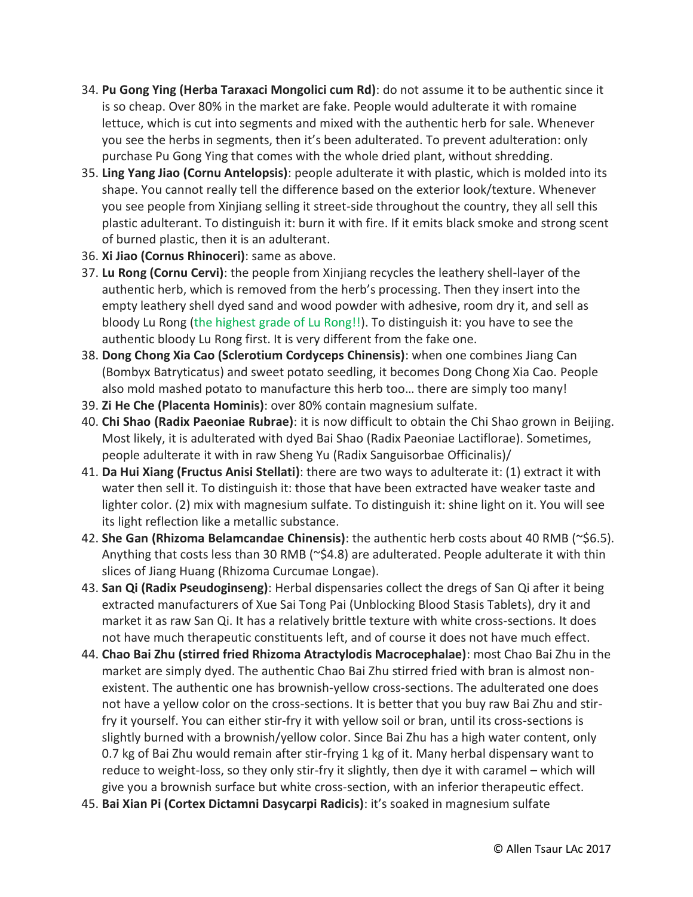34. **Pu Gong Ying (Herba Taraxaci Mongolici cum Rd)**: do not assume it to be authentic since it is so cheap. Over 80% in the market are fake. People would adulterate it with romaine lettuce, which is cut into segments and mixed with the authentic herb for sale. Whenever you see the herbs in segments, then it's been adulterated. To prevent adulteration: only purchase Pu Gong Ying that comes with the whole dried plant, without shredding.
35. **Ling Yang Jiao (Cornu Antelopsis)**: people adulterate it with plastic, which is molded into its shape. You cannot really tell the difference based on the exterior look/texture. Whenever you see people from Xinjiang selling it street-side throughout the country, they all sell this plastic adulterant. To distinguish it: burn it with fire. If it emits black smoke and strong scent of burned plastic, then it is an adulterant.
36. **Xi Jiao (Cornus Rhinoceri)**: same as above.
37. **Lu Rong (Cornu Cervi)**: the people from Xinjiang recycles the leathery shell-layer of the authentic herb, which is removed from the herb's processing. Then they insert into the empty leathery shell dyed sand and wood powder with adhesive, room dry it, and sell as bloody Lu Rong (the highest grade of Lu Rong!!). To distinguish it: you have to see the authentic bloody Lu Rong first. It is very different from the fake one.
38. **Dong Chong Xia Cao (Sclerotium Cordyceps Chinensis)**: when one combines Jiang Can (Bombyx Batryticatus) and sweet potato seedling, it becomes Dong Chong Xia Cao. People also mold mashed potato to manufacture this herb too… there are simply too many!
39. **Zi He Che (Placenta Hominis)**: over 80% contain magnesium sulfate.
40. **Chi Shao (Radix Paeoniae Rubrae)**: it is now difficult to obtain the Chi Shao grown in Beijing. Most likely, it is adulterated with dyed Bai Shao (Radix Paeoniae Lactiflorae). Sometimes, people adulterate it with in raw Sheng Yu (Radix Sanguisorbae Officinalis)/
41. **Da Hui Xiang (Fructus Anisi Stellati)**: there are two ways to adulterate it: (1) extract it with water then sell it. To distinguish it: those that have been extracted have weaker taste and lighter color. (2) mix with magnesium sulfate. To distinguish it: shine light on it. You will see its light reflection like a metallic substance.
42. **She Gan (Rhizoma Belamcandae Chinensis)**: the authentic herb costs about 40 RMB (~$6.5). Anything that costs less than 30 RMB (~$4.8) are adulterated. People adulterate it with thin slices of Jiang Huang (Rhizoma Curcumae Longae).
43. **San Qi (Radix Pseudoginseng)**: Herbal dispensaries collect the dregs of San Qi after it being extracted manufacturers of Xue Sai Tong Pai (Unblocking Blood Stasis Tablets), dry it and market it as raw San Qi. It has a relatively brittle texture with white cross-sections. It does not have much therapeutic constituents left, and of course it does not have much effect.
44. **Chao Bai Zhu (stirred fried Rhizoma Atractylodis Macrocephalae)**: most Chao Bai Zhu in the market are simply dyed. The authentic Chao Bai Zhu stirred fried with bran is almost non-existent. The authentic one has brownish-yellow cross-sections. The adulterated one does not have a yellow color on the cross-sections. It is better that you buy raw Bai Zhu and stir-fry it yourself. You can either stir-fry it with yellow soil or bran, until its cross-sections is slightly burned with a brownish/yellow color. Since Bai Zhu has a high water content, only 0.7 kg of Bai Zhu would remain after stir-frying 1 kg of it. Many herbal dispensary want to reduce to weight-loss, so they only stir-fry it slightly, then dye it with caramel – which will give you a brownish surface but white cross-section, with an inferior therapeutic effect.
45. **Bai Xian Pi (Cortex Dictamni Dasycarpi Radicis)**: it's soaked in magnesium sulfate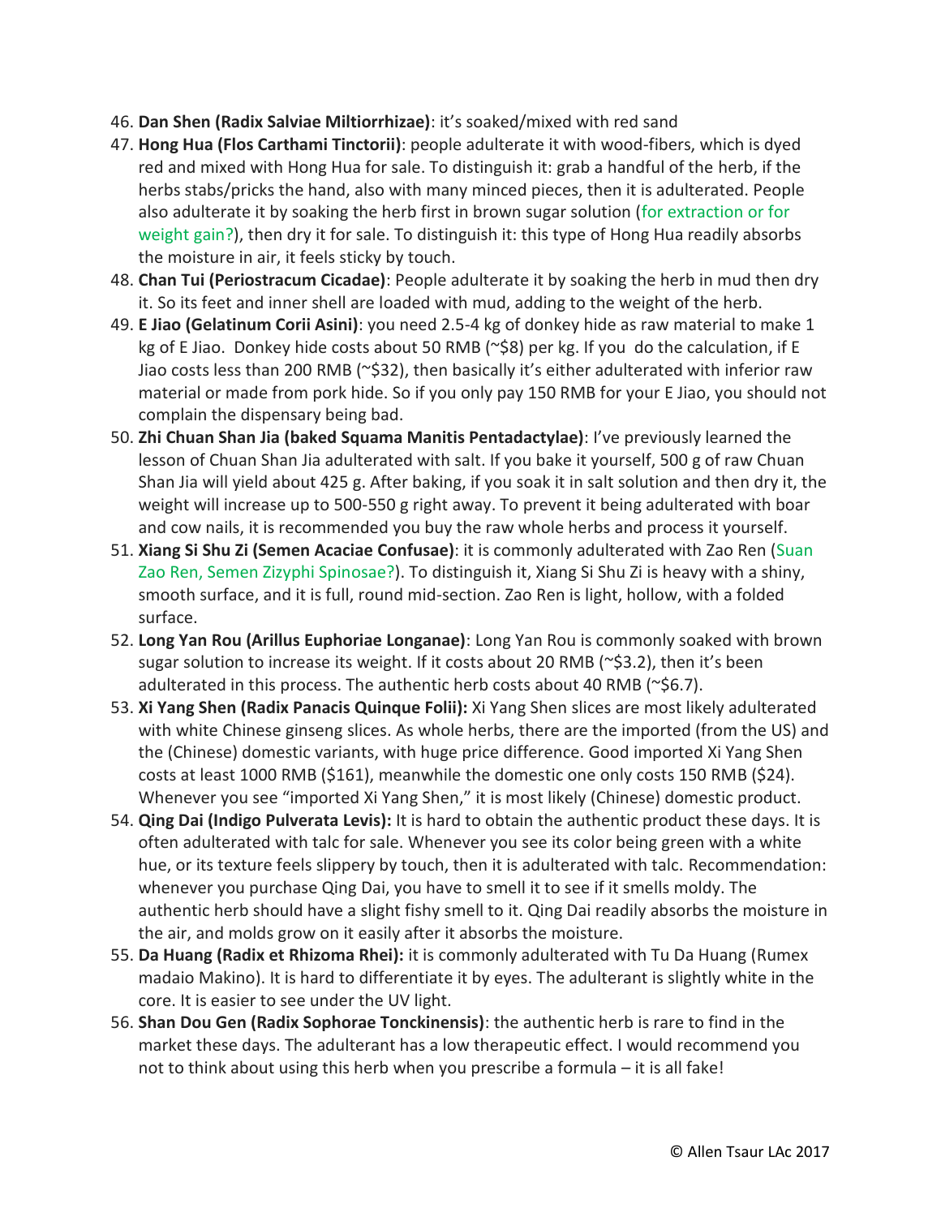46. **Dan Shen (Radix Salviae Miltiorrhizae)**: it's soaked/mixed with red sand
47. **Hong Hua (Flos Carthami Tinctorii)**: people adulterate it with wood-fibers, which is dyed red and mixed with Hong Hua for sale. To distinguish it: grab a handful of the herb, if the herbs stabs/pricks the hand, also with many minced pieces, then it is adulterated. People also adulterate it by soaking the herb first in brown sugar solution (for extraction or for weight gain?), then dry it for sale. To distinguish it: this type of Hong Hua readily absorbs the moisture in air, it feels sticky by touch.
48. **Chan Tui (Periostracum Cicadae)**: People adulterate it by soaking the herb in mud then dry it. So its feet and inner shell are loaded with mud, adding to the weight of the herb.
49. **E Jiao (Gelatinum Corii Asini)**: you need 2.5-4 kg of donkey hide as raw material to make 1 kg of E Jiao. Donkey hide costs about 50 RMB (~$8) per kg. If you do the calculation, if E Jiao costs less than 200 RMB (~$32), then basically it's either adulterated with inferior raw material or made from pork hide. So if you only pay 150 RMB for your E Jiao, you should not complain the dispensary being bad.
50. **Zhi Chuan Shan Jia (baked Squama Manitis Pentadactylae)**: I've previously learned the lesson of Chuan Shan Jia adulterated with salt. If you bake it yourself, 500 g of raw Chuan Shan Jia will yield about 425 g. After baking, if you soak it in salt solution and then dry it, the weight will increase up to 500-550 g right away. To prevent it being adulterated with boar and cow nails, it is recommended you buy the raw whole herbs and process it yourself.
51. **Xiang Si Shu Zi (Semen Acaciae Confusae)**: it is commonly adulterated with Zao Ren (Suan Zao Ren, Semen Zizyphi Spinosae?). To distinguish it, Xiang Si Shu Zi is heavy with a shiny, smooth surface, and it is full, round mid-section. Zao Ren is light, hollow, with a folded surface.
52. **Long Yan Rou (Arillus Euphoriae Longanae)**: Long Yan Rou is commonly soaked with brown sugar solution to increase its weight. If it costs about 20 RMB (~$3.2), then it's been adulterated in this process. The authentic herb costs about 40 RMB (~$6.7).
53. **Xi Yang Shen (Radix Panacis Quinque Folii):** Xi Yang Shen slices are most likely adulterated with white Chinese ginseng slices. As whole herbs, there are the imported (from the US) and the (Chinese) domestic variants, with huge price difference. Good imported Xi Yang Shen costs at least 1000 RMB ($161), meanwhile the domestic one only costs 150 RMB ($24). Whenever you see "imported Xi Yang Shen," it is most likely (Chinese) domestic product.
54. **Qing Dai (Indigo Pulverata Levis):** It is hard to obtain the authentic product these days. It is often adulterated with talc for sale. Whenever you see its color being green with a white hue, or its texture feels slippery by touch, then it is adulterated with talc. Recommendation: whenever you purchase Qing Dai, you have to smell it to see if it smells moldy. The authentic herb should have a slight fishy smell to it. Qing Dai readily absorbs the moisture in the air, and molds grow on it easily after it absorbs the moisture.
55. **Da Huang (Radix et Rhizoma Rhei):** it is commonly adulterated with Tu Da Huang (Rumex madaio Makino). It is hard to differentiate it by eyes. The adulterant is slightly white in the core. It is easier to see under the UV light.
56. **Shan Dou Gen (Radix Sophorae Tonckinensis)**: the authentic herb is rare to find in the market these days. The adulterant has a low therapeutic effect. I would recommend you not to think about using this herb when you prescribe a formula – it is all fake!

© Allen Tsaur LAc 2017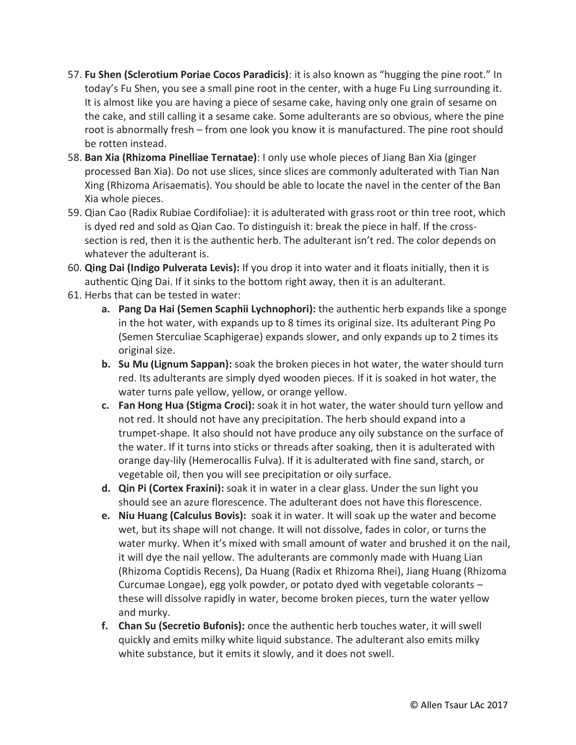57. **Fu Shen (Sclerotium Poriae Cocos Paradicis)**: it is also known as "hugging the pine root." In today's Fu Shen, you see a small pine root in the center, with a huge Fu Ling surrounding it. It is almost like you are having a piece of sesame cake, having only one grain of sesame on the cake, and still calling it a sesame cake. Some adulterants are so obvious, where the pine root is abnormally fresh – from one look you know it is manufactured. The pine root should be rotten instead.
58. **Ban Xia (Rhizoma Pinelliae Ternatae)**: I only use whole pieces of Jiang Ban Xia (ginger processed Ban Xia). Do not use slices, since slices are commonly adulterated with Tian Nan Xing (Rhizoma Arisaematis). You should be able to locate the navel in the center of the Ban Xia whole pieces.
59. Qian Cao (Radix Rubiae Cordifoliae): it is adulterated with grass root or thin tree root, which is dyed red and sold as Qian Cao. To distinguish it: break the piece in half. If the cross-section is red, then it is the authentic herb. The adulterant isn't red. The color depends on whatever the adulterant is.
60. **Qing Dai (Indigo Pulverata Levis):** If you drop it into water and it floats initially, then it is authentic Qing Dai. If it sinks to the bottom right away, then it is an adulterant.
61. Herbs that can be tested in water:
    a. **Pang Da Hai (Semen Scaphii Lychnophori):** the authentic herb expands like a sponge in the hot water, with expands up to 8 times its original size. Its adulterant Ping Po (Semen Sterculiae Scaphigerae) expands slower, and only expands up to 2 times its original size.
    b. **Su Mu (Lignum Sappan):** soak the broken pieces in hot water, the water should turn red. Its adulterants are simply dyed wooden pieces. If it is soaked in hot water, the water turns pale yellow, yellow, or orange yellow.
    c. **Fan Hong Hua (Stigma Croci):** soak it in hot water, the water should turn yellow and not red. It should not have any precipitation. The herb should expand into a trumpet-shape. It also should not have produce any oily substance on the surface of the water. If it turns into sticks or threads after soaking, then it is adulterated with orange day-lily (Hemerocallis Fulva). If it is adulterated with fine sand, starch, or vegetable oil, then you will see precipitation or oily surface.
    d. **Qin Pi (Cortex Fraxini):** soak it in water in a clear glass. Under the sun light you should see an azure florescence. The adulterant does not have this florescence.
    e. **Niu Huang (Calculus Bovis):** soak it in water. It will soak up the water and become wet, but its shape will not change. It will not dissolve, fades in color, or turns the water murky. When it's mixed with small amount of water and brushed it on the nail, it will dye the nail yellow. The adulterants are commonly made with Huang Lian (Rhizoma Coptidis Recens), Da Huang (Radix et Rhizoma Rhei), Jiang Huang (Rhizoma Curcumae Longae), egg yolk powder, or potato dyed with vegetable colorants – these will dissolve rapidly in water, become broken pieces, turn the water yellow and murky.
    f. **Chan Su (Secretio Bufonis):** once the authentic herb touches water, it will swell quickly and emits milky white liquid substance. The adulterant also emits milky white substance, but it emits it slowly, and it does not swell.

© Allen Tsaur LAc 2017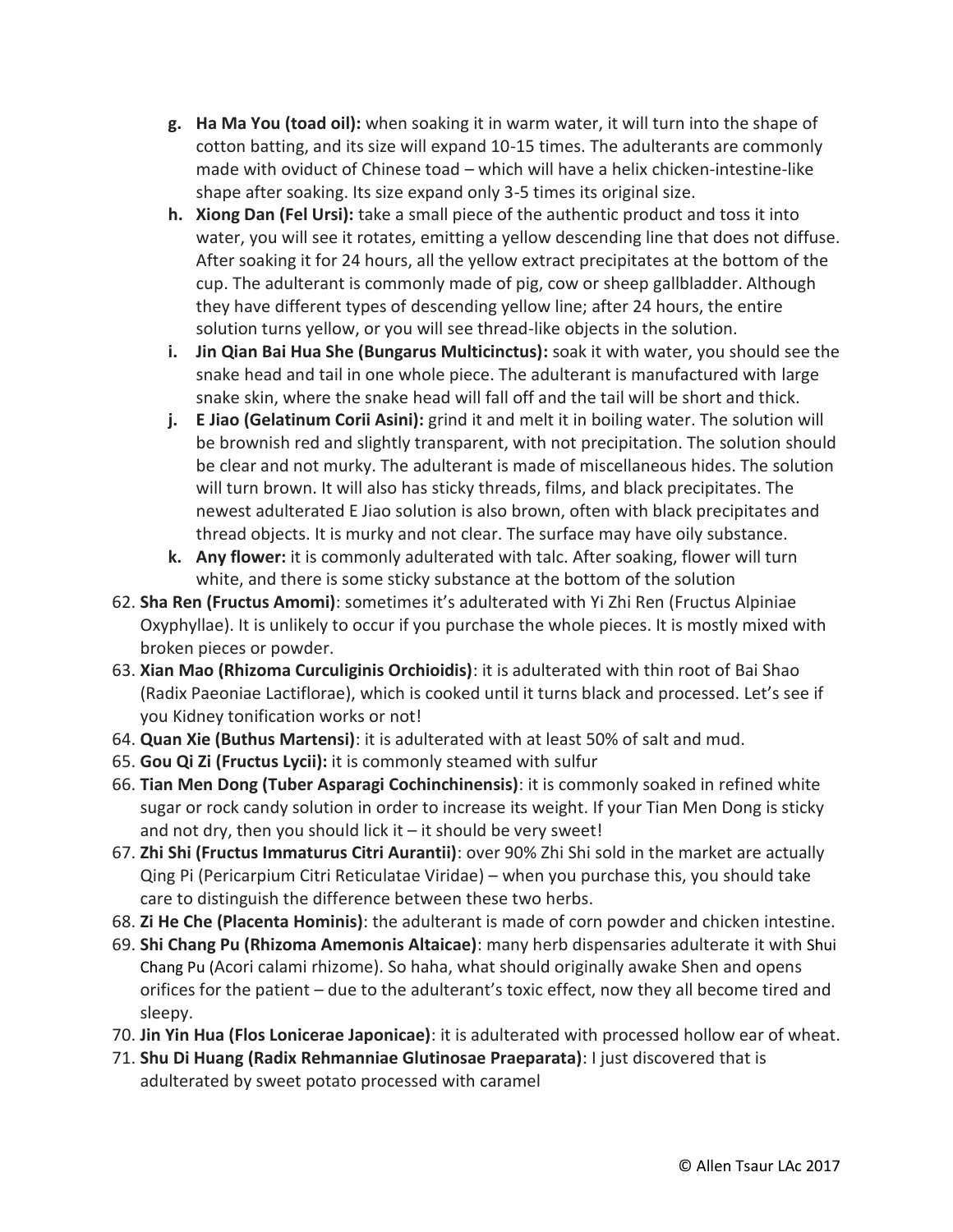g. **Ha Ma You (toad oil):** when soaking it in warm water, it will turn into the shape of cotton batting, and its size will expand 10-15 times. The adulterants are commonly made with oviduct of Chinese toad – which will have a helix chicken-intestine-like shape after soaking. Its size expand only 3-5 times its original size.

h. **Xiong Dan (Fel Ursi):** take a small piece of the authentic product and toss it into water, you will see it rotates, emitting a yellow descending line that does not diffuse. After soaking it for 24 hours, all the yellow extract precipitates at the bottom of the cup. The adulterant is commonly made of pig, cow or sheep gallbladder. Although they have different types of descending yellow line; after 24 hours, the entire solution turns yellow, or you will see thread-like objects in the solution.

i. **Jin Qian Bai Hua She (Bungarus Multicinctus):** soak it with water, you should see the snake head and tail in one whole piece. The adulterant is manufactured with large snake skin, where the snake head will fall off and the tail will be short and thick.

j. **E Jiao (Gelatinum Corii Asini):** grind it and melt it in boiling water. The solution will be brownish red and slightly transparent, with not precipitation. The solution should be clear and not murky. The adulterant is made of miscellaneous hides. The solution will turn brown. It will also has sticky threads, films, and black precipitates. The newest adulterated E Jiao solution is also brown, often with black precipitates and thread objects. It is murky and not clear. The surface may have oily substance.

k. **Any flower:** it is commonly adulterated with talc. After soaking, flower will turn white, and there is some sticky substance at the bottom of the solution

62. **Sha Ren (Fructus Amomi)**: sometimes it's adulterated with Yi Zhi Ren (Fructus Alpiniae Oxyphyllae). It is unlikely to occur if you purchase the whole pieces. It is mostly mixed with broken pieces or powder.
63. **Xian Mao (Rhizoma Curculiginis Orchioidis)**: it is adulterated with thin root of Bai Shao (Radix Paeoniae Lactiflorae), which is cooked until it turns black and processed. Let's see if you Kidney tonification works or not!
64. **Quan Xie (Buthus Martensi)**: it is adulterated with at least 50% of salt and mud.
65. **Gou Qi Zi (Fructus Lycii):** it is commonly steamed with sulfur
66. **Tian Men Dong (Tuber Asparagi Cochinchinensis)**: it is commonly soaked in refined white sugar or rock candy solution in order to increase its weight. If your Tian Men Dong is sticky and not dry, then you should lick it – it should be very sweet!
67. **Zhi Shi (Fructus Immaturus Citri Aurantii)**: over 90% Zhi Shi sold in the market are actually Qing Pi (Pericarpium Citri Reticulatae Viridae) – when you purchase this, you should take care to distinguish the difference between these two herbs.
68. **Zi He Che (Placenta Hominis)**: the adulterant is made of corn powder and chicken intestine.
69. **Shi Chang Pu (Rhizoma Amemonis Altaicae)**: many herb dispensaries adulterate it with Shui Chang Pu (Acori calami rhizome). So haha, what should originally awake Shen and opens orifices for the patient – due to the adulterant's toxic effect, now they all become tired and sleepy.
70. **Jin Yin Hua (Flos Lonicerae Japonicae)**: it is adulterated with processed hollow ear of wheat.
71. **Shu Di Huang (Radix Rehmanniae Glutinosae Praeparata)**: I just discovered that is adulterated by sweet potato processed with caramel

© Allen Tsaur LAc 2017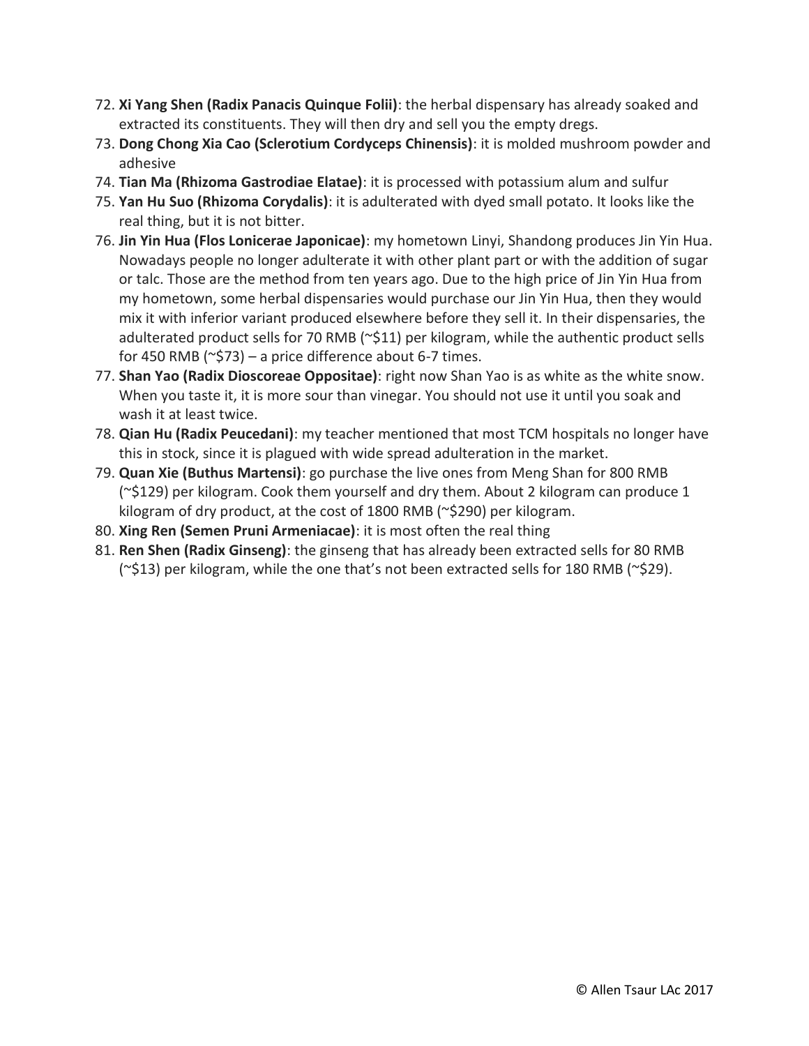72. **Xi Yang Shen (Radix Panacis Quinque Folii)**: the herbal dispensary has already soaked and extracted its constituents. They will then dry and sell you the empty dregs.
73. **Dong Chong Xia Cao (Sclerotium Cordyceps Chinensis)**: it is molded mushroom powder and adhesive
74. **Tian Ma (Rhizoma Gastrodiae Elatae)**: it is processed with potassium alum and sulfur
75. **Yan Hu Suo (Rhizoma Corydalis)**: it is adulterated with dyed small potato. It looks like the real thing, but it is not bitter.
76. **Jin Yin Hua (Flos Lonicerae Japonicae)**: my hometown Linyi, Shandong produces Jin Yin Hua. Nowadays people no longer adulterate it with other plant part or with the addition of sugar or talc. Those are the method from ten years ago. Due to the high price of Jin Yin Hua from my hometown, some herbal dispensaries would purchase our Jin Yin Hua, then they would mix it with inferior variant produced elsewhere before they sell it. In their dispensaries, the adulterated product sells for 70 RMB (~$11) per kilogram, while the authentic product sells for 450 RMB (~$73) – a price difference about 6-7 times.
77. **Shan Yao (Radix Dioscoreae Oppositae)**: right now Shan Yao is as white as the white snow. When you taste it, it is more sour than vinegar. You should not use it until you soak and wash it at least twice.
78. **Qian Hu (Radix Peucedani)**: my teacher mentioned that most TCM hospitals no longer have this in stock, since it is plagued with wide spread adulteration in the market.
79. **Quan Xie (Buthus Martensi)**: go purchase the live ones from Meng Shan for 800 RMB (~$129) per kilogram. Cook them yourself and dry them. About 2 kilogram can produce 1 kilogram of dry product, at the cost of 1800 RMB (~$290) per kilogram.
80. **Xing Ren (Semen Pruni Armeniacae)**: it is most often the real thing
81. **Ren Shen (Radix Ginseng)**: the ginseng that has already been extracted sells for 80 RMB (~$13) per kilogram, while the one that's not been extracted sells for 180 RMB (~$29).

© Allen Tsaur LAc 2017